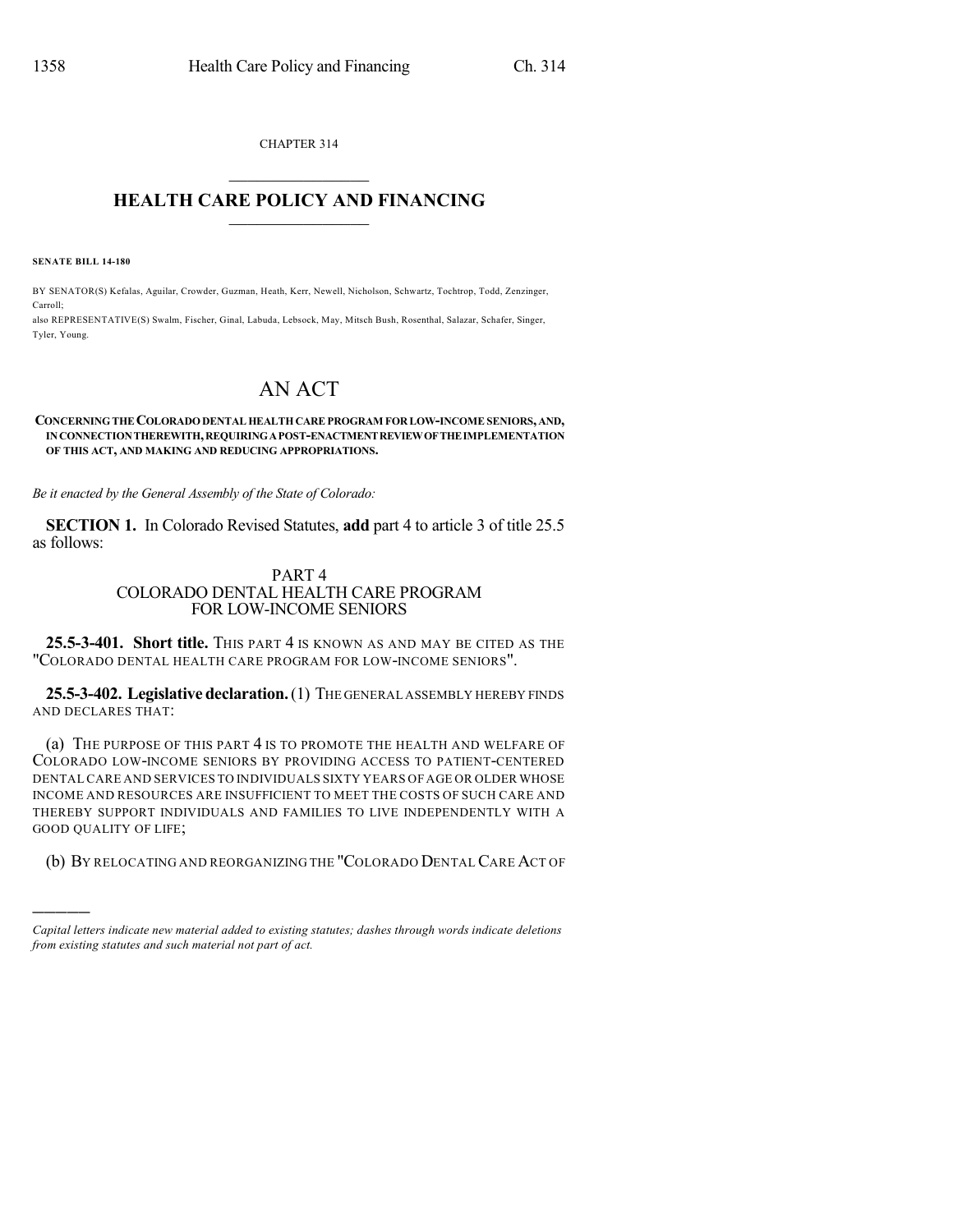CHAPTER 314

# HEALTH CARE POLICY AND FINANCING

**SENATE BILL 14-180**

BY SENATOR(S) Kefalas, Aguilar, Crowder, Guzman, Heath, Kerr, Newell, Nicholson, Schwartz, Tochtrop, Todd, Zenzinger, Carroll;
also REPRESENTATIVE(S) Swalm, Fischer, Ginal, Labuda, Lebsock, May, Mitsch Bush, Rosenthal, Salazar, Schafer, Singer, Tyler, Young.

# AN ACT

**CONCERNING THE COLORADO DENTAL HEALTH CARE PROGRAM FOR LOW-INCOME SENIORS, AND, IN CONNECTION THEREWITH, REQUIRING A POST-ENACTMENT REVIEW OF THE IMPLEMENTATION OF THIS ACT, AND MAKING AND REDUCING APPROPRIATIONS.**

*Be it enacted by the General Assembly of the State of Colorado:*

**SECTION 1.** In Colorado Revised Statutes, **add** part 4 to article 3 of title 25.5 as follows:

PART 4
COLORADO DENTAL HEALTH CARE PROGRAM
FOR LOW-INCOME SENIORS

**25.5-3-401. Short title.** THIS PART 4 IS KNOWN AS AND MAY BE CITED AS THE "COLORADO DENTAL HEALTH CARE PROGRAM FOR LOW-INCOME SENIORS".

**25.5-3-402. Legislative declaration.** (1) THE GENERAL ASSEMBLY HEREBY FINDS AND DECLARES THAT:

(a) THE PURPOSE OF THIS PART 4 IS TO PROMOTE THE HEALTH AND WELFARE OF COLORADO LOW-INCOME SENIORS BY PROVIDING ACCESS TO PATIENT-CENTERED DENTAL CARE AND SERVICES TO INDIVIDUALS SIXTY YEARS OF AGE OR OLDER WHOSE INCOME AND RESOURCES ARE INSUFFICIENT TO MEET THE COSTS OF SUCH CARE AND THEREBY SUPPORT INDIVIDUALS AND FAMILIES TO LIVE INDEPENDENTLY WITH A GOOD QUALITY OF LIFE;

(b) BY RELOCATING AND REORGANIZING THE "COLORADO DENTAL CARE ACT OF

---

*Capital letters indicate new material added to existing statutes; dashes through words indicate deletions from existing statutes and such material not part of act.*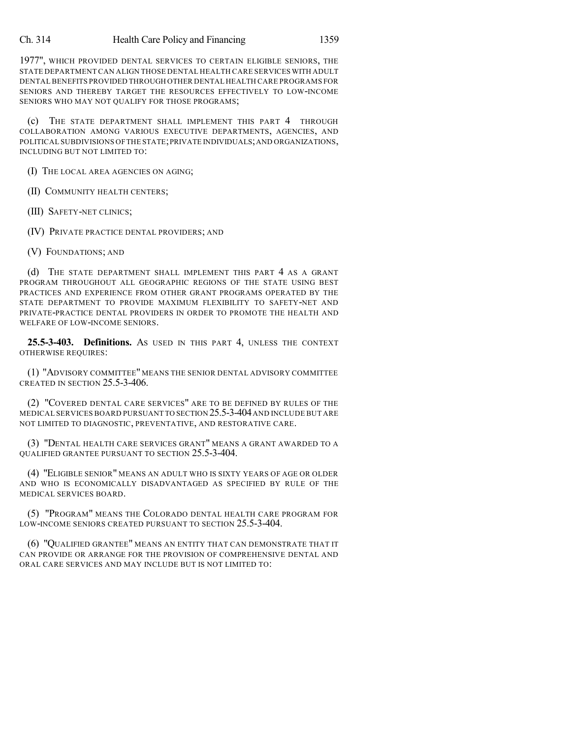1977", WHICH PROVIDED DENTAL SERVICES TO CERTAIN ELIGIBLE SENIORS, THE STATE DEPARTMENT CAN ALIGN THOSE DENTAL HEALTH CARE SERVICES WITH ADULT DENTAL BENEFITS PROVIDED THROUGH OTHER DENTAL HEALTH CARE PROGRAMS FOR SENIORS AND THEREBY TARGET THE RESOURCES EFFECTIVELY TO LOW-INCOME SENIORS WHO MAY NOT QUALIFY FOR THOSE PROGRAMS;

(c) THE STATE DEPARTMENT SHALL IMPLEMENT THIS PART 4 THROUGH COLLABORATION AMONG VARIOUS EXECUTIVE DEPARTMENTS, AGENCIES, AND POLITICAL SUBDIVISIONS OF THE STATE; PRIVATE INDIVIDUALS; AND ORGANIZATIONS, INCLUDING BUT NOT LIMITED TO:

(I) THE LOCAL AREA AGENCIES ON AGING;

(II) COMMUNITY HEALTH CENTERS;

(III) SAFETY-NET CLINICS;

(IV) PRIVATE PRACTICE DENTAL PROVIDERS; AND

(V) FOUNDATIONS; AND

(d) THE STATE DEPARTMENT SHALL IMPLEMENT THIS PART 4 AS A GRANT PROGRAM THROUGHOUT ALL GEOGRAPHIC REGIONS OF THE STATE USING BEST PRACTICES AND EXPERIENCE FROM OTHER GRANT PROGRAMS OPERATED BY THE STATE DEPARTMENT TO PROVIDE MAXIMUM FLEXIBILITY TO SAFETY-NET AND PRIVATE-PRACTICE DENTAL PROVIDERS IN ORDER TO PROMOTE THE HEALTH AND WELFARE OF LOW-INCOME SENIORS.

**25.5-3-403. Definitions.** AS USED IN THIS PART 4, UNLESS THE CONTEXT OTHERWISE REQUIRES:

(1) "ADVISORY COMMITTEE" MEANS THE SENIOR DENTAL ADVISORY COMMITTEE CREATED IN SECTION 25.5-3-406.

(2) "COVERED DENTAL CARE SERVICES" ARE TO BE DEFINED BY RULES OF THE MEDICAL SERVICES BOARD PURSUANT TO SECTION 25.5-3-404 AND INCLUDE BUT ARE NOT LIMITED TO DIAGNOSTIC, PREVENTATIVE, AND RESTORATIVE CARE.

(3) "DENTAL HEALTH CARE SERVICES GRANT" MEANS A GRANT AWARDED TO A QUALIFIED GRANTEE PURSUANT TO SECTION 25.5-3-404.

(4) "ELIGIBLE SENIOR" MEANS AN ADULT WHO IS SIXTY YEARS OF AGE OR OLDER AND WHO IS ECONOMICALLY DISADVANTAGED AS SPECIFIED BY RULE OF THE MEDICAL SERVICES BOARD.

(5) "PROGRAM" MEANS THE COLORADO DENTAL HEALTH CARE PROGRAM FOR LOW-INCOME SENIORS CREATED PURSUANT TO SECTION 25.5-3-404.

(6) "QUALIFIED GRANTEE" MEANS AN ENTITY THAT CAN DEMONSTRATE THAT IT CAN PROVIDE OR ARRANGE FOR THE PROVISION OF COMPREHENSIVE DENTAL AND ORAL CARE SERVICES AND MAY INCLUDE BUT IS NOT LIMITED TO: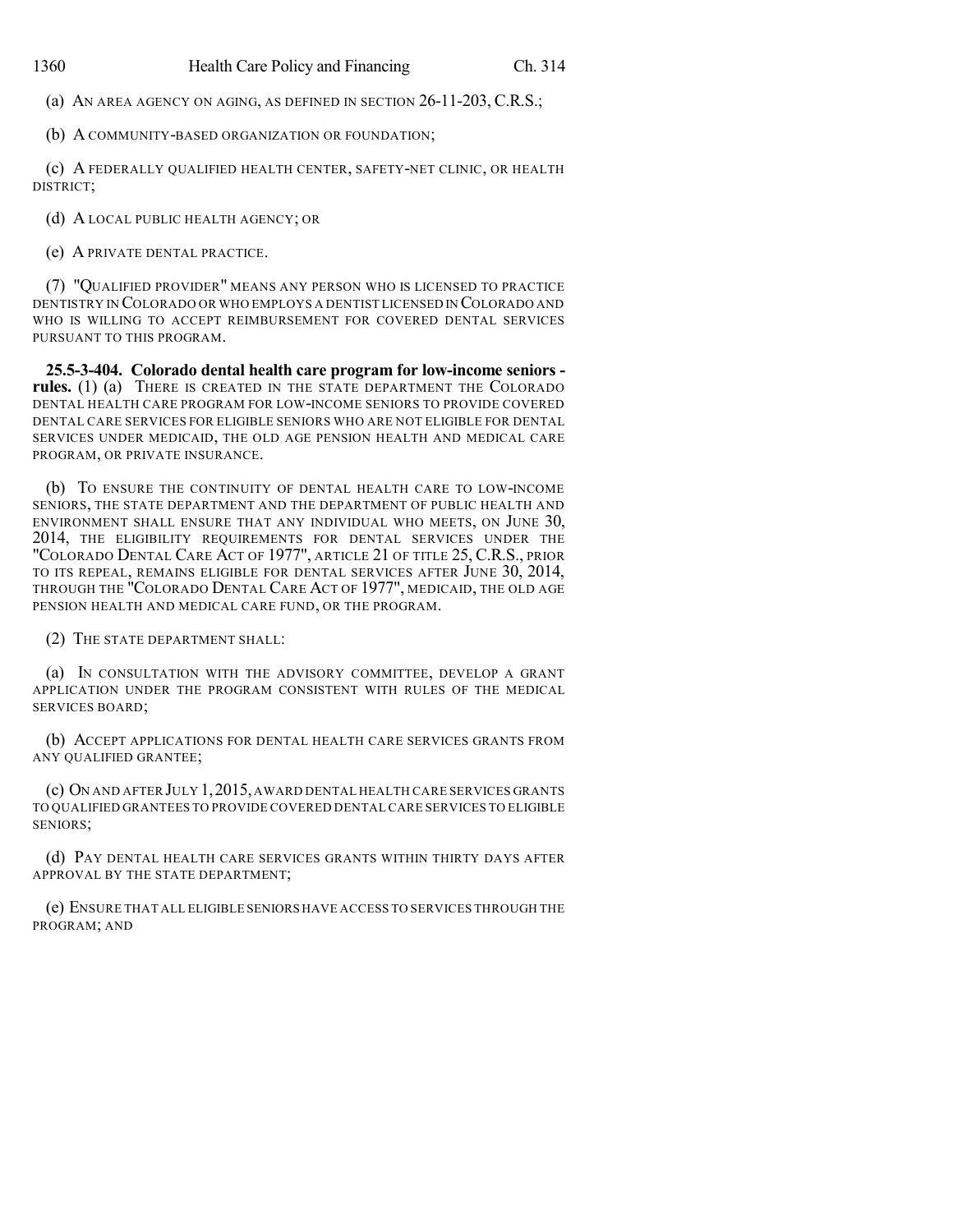(a) AN AREA AGENCY ON AGING, AS DEFINED IN SECTION 26-11-203, C.R.S.;

(b) A COMMUNITY-BASED ORGANIZATION OR FOUNDATION;

(c) A FEDERALLY QUALIFIED HEALTH CENTER, SAFETY-NET CLINIC, OR HEALTH DISTRICT;

(d) A LOCAL PUBLIC HEALTH AGENCY; OR

(e) A PRIVATE DENTAL PRACTICE.

(7) "QUALIFIED PROVIDER" MEANS ANY PERSON WHO IS LICENSED TO PRACTICE DENTISTRY IN COLORADO OR WHO EMPLOYS A DENTIST LICENSED IN COLORADO AND WHO IS WILLING TO ACCEPT REIMBURSEMENT FOR COVERED DENTAL SERVICES PURSUANT TO THIS PROGRAM.

**25.5-3-404. Colorado dental health care program for low-income seniors - rules.** (1) (a) THERE IS CREATED IN THE STATE DEPARTMENT THE COLORADO DENTAL HEALTH CARE PROGRAM FOR LOW-INCOME SENIORS TO PROVIDE COVERED DENTAL CARE SERVICES FOR ELIGIBLE SENIORS WHO ARE NOT ELIGIBLE FOR DENTAL SERVICES UNDER MEDICAID, THE OLD AGE PENSION HEALTH AND MEDICAL CARE PROGRAM, OR PRIVATE INSURANCE.

(b) TO ENSURE THE CONTINUITY OF DENTAL HEALTH CARE TO LOW-INCOME SENIORS, THE STATE DEPARTMENT AND THE DEPARTMENT OF PUBLIC HEALTH AND ENVIRONMENT SHALL ENSURE THAT ANY INDIVIDUAL WHO MEETS, ON JUNE 30, 2014, THE ELIGIBILITY REQUIREMENTS FOR DENTAL SERVICES UNDER THE "COLORADO DENTAL CARE ACT OF 1977", ARTICLE 21 OF TITLE 25, C.R.S., PRIOR TO ITS REPEAL, REMAINS ELIGIBLE FOR DENTAL SERVICES AFTER JUNE 30, 2014, THROUGH THE "COLORADO DENTAL CARE ACT OF 1977", MEDICAID, THE OLD AGE PENSION HEALTH AND MEDICAL CARE FUND, OR THE PROGRAM.

(2) THE STATE DEPARTMENT SHALL:

(a) IN CONSULTATION WITH THE ADVISORY COMMITTEE, DEVELOP A GRANT APPLICATION UNDER THE PROGRAM CONSISTENT WITH RULES OF THE MEDICAL SERVICES BOARD;

(b) ACCEPT APPLICATIONS FOR DENTAL HEALTH CARE SERVICES GRANTS FROM ANY QUALIFIED GRANTEE;

(c) ON AND AFTER JULY 1, 2015, AWARD DENTAL HEALTH CARE SERVICES GRANTS TO QUALIFIED GRANTEES TO PROVIDE COVERED DENTAL CARE SERVICES TO ELIGIBLE SENIORS;

(d) PAY DENTAL HEALTH CARE SERVICES GRANTS WITHIN THIRTY DAYS AFTER APPROVAL BY THE STATE DEPARTMENT;

(e) ENSURE THAT ALL ELIGIBLE SENIORS HAVE ACCESS TO SERVICES THROUGH THE PROGRAM; AND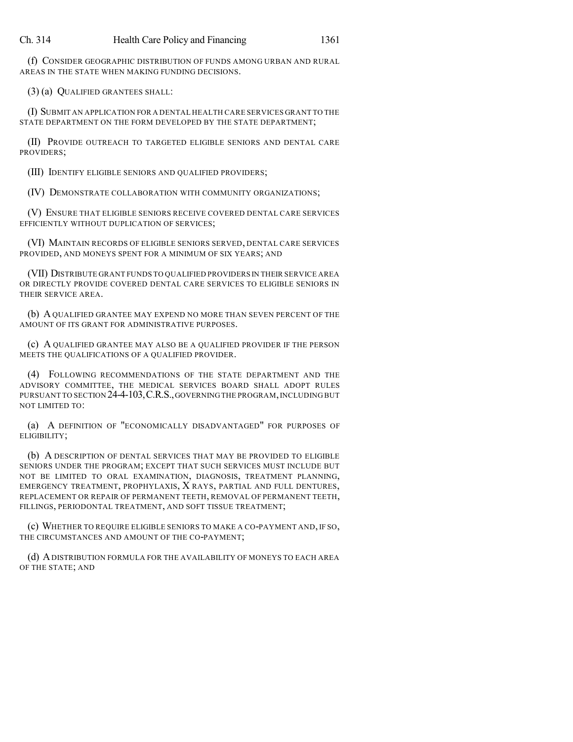(f) CONSIDER GEOGRAPHIC DISTRIBUTION OF FUNDS AMONG URBAN AND RURAL AREAS IN THE STATE WHEN MAKING FUNDING DECISIONS.

(3) (a) QUALIFIED GRANTEES SHALL:

(I) SUBMIT AN APPLICATION FOR A DENTAL HEALTH CARE SERVICES GRANT TO THE STATE DEPARTMENT ON THE FORM DEVELOPED BY THE STATE DEPARTMENT;

(II) PROVIDE OUTREACH TO TARGETED ELIGIBLE SENIORS AND DENTAL CARE PROVIDERS;

(III) IDENTIFY ELIGIBLE SENIORS AND QUALIFIED PROVIDERS;

(IV) DEMONSTRATE COLLABORATION WITH COMMUNITY ORGANIZATIONS;

(V) ENSURE THAT ELIGIBLE SENIORS RECEIVE COVERED DENTAL CARE SERVICES EFFICIENTLY WITHOUT DUPLICATION OF SERVICES;

(VI) MAINTAIN RECORDS OF ELIGIBLE SENIORS SERVED, DENTAL CARE SERVICES PROVIDED, AND MONEYS SPENT FOR A MINIMUM OF SIX YEARS; AND

(VII) DISTRIBUTE GRANT FUNDS TO QUALIFIED PROVIDERS IN THEIR SERVICE AREA OR DIRECTLY PROVIDE COVERED DENTAL CARE SERVICES TO ELIGIBLE SENIORS IN THEIR SERVICE AREA.

(b) A QUALIFIED GRANTEE MAY EXPEND NO MORE THAN SEVEN PERCENT OF THE AMOUNT OF ITS GRANT FOR ADMINISTRATIVE PURPOSES.

(c) A QUALIFIED GRANTEE MAY ALSO BE A QUALIFIED PROVIDER IF THE PERSON MEETS THE QUALIFICATIONS OF A QUALIFIED PROVIDER.

(4) FOLLOWING RECOMMENDATIONS OF THE STATE DEPARTMENT AND THE ADVISORY COMMITTEE, THE MEDICAL SERVICES BOARD SHALL ADOPT RULES PURSUANT TO SECTION 24-4-103, C.R.S., GOVERNING THE PROGRAM, INCLUDING BUT NOT LIMITED TO:

(a) A DEFINITION OF "ECONOMICALLY DISADVANTAGED" FOR PURPOSES OF ELIGIBILITY;

(b) A DESCRIPTION OF DENTAL SERVICES THAT MAY BE PROVIDED TO ELIGIBLE SENIORS UNDER THE PROGRAM; EXCEPT THAT SUCH SERVICES MUST INCLUDE BUT NOT BE LIMITED TO ORAL EXAMINATION, DIAGNOSIS, TREATMENT PLANNING, EMERGENCY TREATMENT, PROPHYLAXIS, X RAYS, PARTIAL AND FULL DENTURES, REPLACEMENT OR REPAIR OF PERMANENT TEETH, REMOVAL OF PERMANENT TEETH, FILLINGS, PERIODONTAL TREATMENT, AND SOFT TISSUE TREATMENT;

(c) WHETHER TO REQUIRE ELIGIBLE SENIORS TO MAKE A CO-PAYMENT AND, IF SO, THE CIRCUMSTANCES AND AMOUNT OF THE CO-PAYMENT;

(d) A DISTRIBUTION FORMULA FOR THE AVAILABILITY OF MONEYS TO EACH AREA OF THE STATE; AND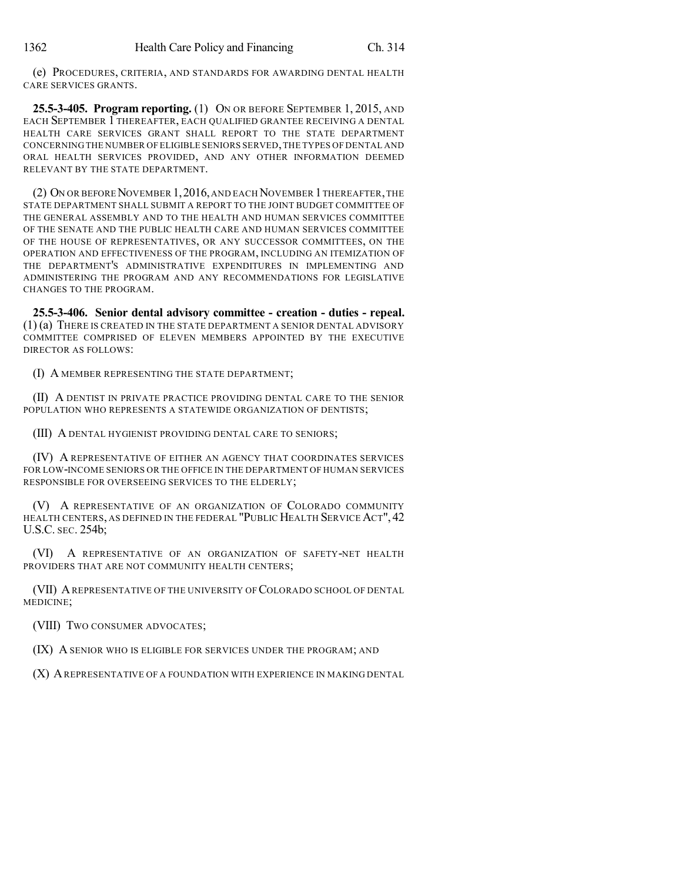(e) PROCEDURES, CRITERIA, AND STANDARDS FOR AWARDING DENTAL HEALTH CARE SERVICES GRANTS.

**25.5-3-405. Program reporting.** (1) ON OR BEFORE SEPTEMBER 1, 2015, AND EACH SEPTEMBER 1 THEREAFTER, EACH QUALIFIED GRANTEE RECEIVING A DENTAL HEALTH CARE SERVICES GRANT SHALL REPORT TO THE STATE DEPARTMENT CONCERNING THE NUMBER OF ELIGIBLE SENIORS SERVED, THE TYPES OF DENTAL AND ORAL HEALTH SERVICES PROVIDED, AND ANY OTHER INFORMATION DEEMED RELEVANT BY THE STATE DEPARTMENT.

(2) ON OR BEFORE NOVEMBER 1, 2016, AND EACH NOVEMBER 1 THEREAFTER, THE STATE DEPARTMENT SHALL SUBMIT A REPORT TO THE JOINT BUDGET COMMITTEE OF THE GENERAL ASSEMBLY AND TO THE HEALTH AND HUMAN SERVICES COMMITTEE OF THE SENATE AND THE PUBLIC HEALTH CARE AND HUMAN SERVICES COMMITTEE OF THE HOUSE OF REPRESENTATIVES, OR ANY SUCCESSOR COMMITTEES, ON THE OPERATION AND EFFECTIVENESS OF THE PROGRAM, INCLUDING AN ITEMIZATION OF THE DEPARTMENT'S ADMINISTRATIVE EXPENDITURES IN IMPLEMENTING AND ADMINISTERING THE PROGRAM AND ANY RECOMMENDATIONS FOR LEGISLATIVE CHANGES TO THE PROGRAM.

**25.5-3-406. Senior dental advisory committee - creation - duties - repeal.** (1) (a) THERE IS CREATED IN THE STATE DEPARTMENT A SENIOR DENTAL ADVISORY COMMITTEE COMPRISED OF ELEVEN MEMBERS APPOINTED BY THE EXECUTIVE DIRECTOR AS FOLLOWS:

(I) A MEMBER REPRESENTING THE STATE DEPARTMENT;

(II) A DENTIST IN PRIVATE PRACTICE PROVIDING DENTAL CARE TO THE SENIOR POPULATION WHO REPRESENTS A STATEWIDE ORGANIZATION OF DENTISTS;

(III) A DENTAL HYGIENIST PROVIDING DENTAL CARE TO SENIORS;

(IV) A REPRESENTATIVE OF EITHER AN AGENCY THAT COORDINATES SERVICES FOR LOW-INCOME SENIORS OR THE OFFICE IN THE DEPARTMENT OF HUMAN SERVICES RESPONSIBLE FOR OVERSEEING SERVICES TO THE ELDERLY;

(V) A REPRESENTATIVE OF AN ORGANIZATION OF COLORADO COMMUNITY HEALTH CENTERS, AS DEFINED IN THE FEDERAL "PUBLIC HEALTH SERVICE ACT", 42 U.S.C. SEC. 254b;

(VI) A REPRESENTATIVE OF AN ORGANIZATION OF SAFETY-NET HEALTH PROVIDERS THAT ARE NOT COMMUNITY HEALTH CENTERS;

(VII) A REPRESENTATIVE OF THE UNIVERSITY OF COLORADO SCHOOL OF DENTAL MEDICINE;

(VIII) TWO CONSUMER ADVOCATES;

(IX) A SENIOR WHO IS ELIGIBLE FOR SERVICES UNDER THE PROGRAM; AND

(X) A REPRESENTATIVE OF A FOUNDATION WITH EXPERIENCE IN MAKING DENTAL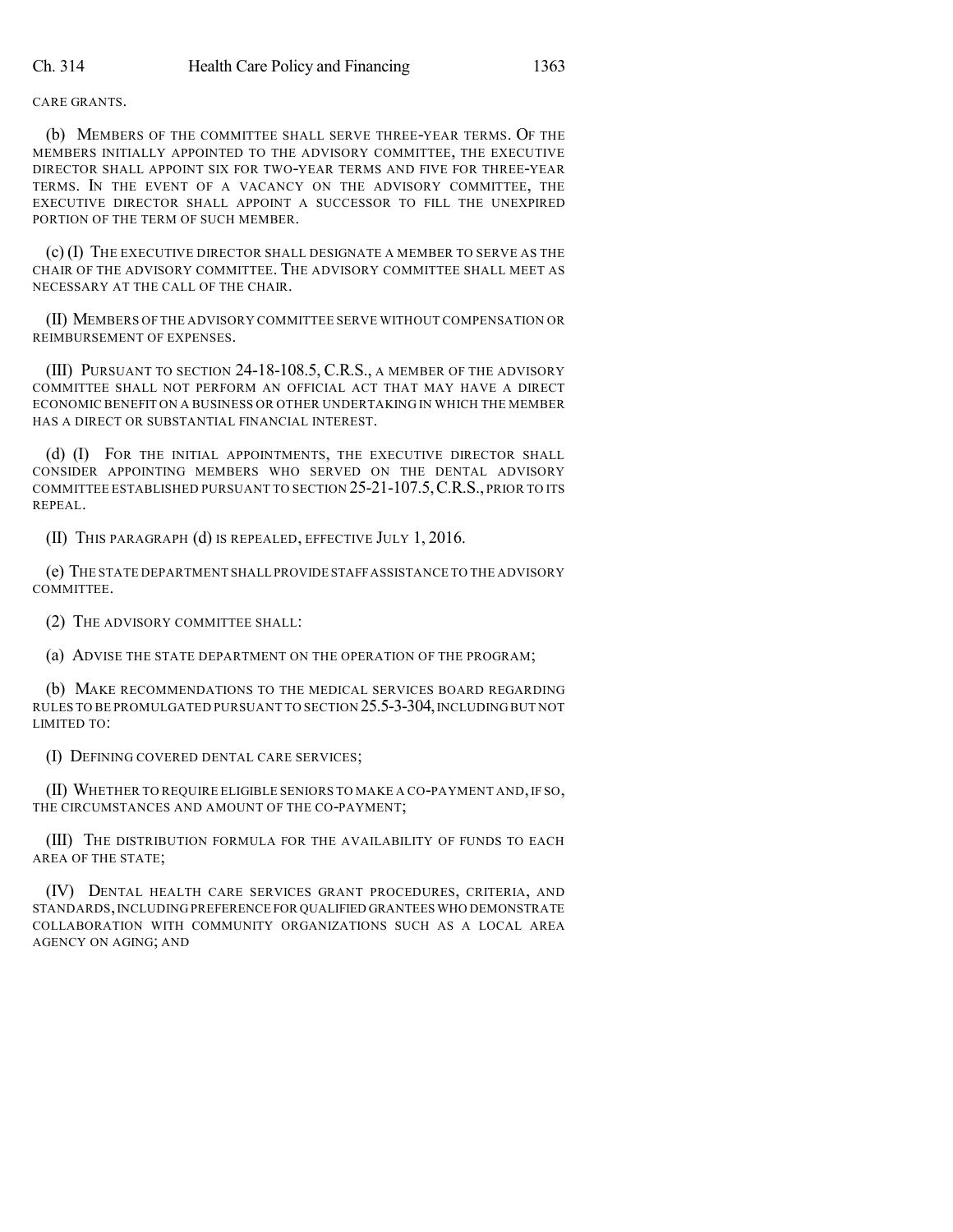CARE GRANTS.

(b) MEMBERS OF THE COMMITTEE SHALL SERVE THREE-YEAR TERMS. OF THE MEMBERS INITIALLY APPOINTED TO THE ADVISORY COMMITTEE, THE EXECUTIVE DIRECTOR SHALL APPOINT SIX FOR TWO-YEAR TERMS AND FIVE FOR THREE-YEAR TERMS. IN THE EVENT OF A VACANCY ON THE ADVISORY COMMITTEE, THE EXECUTIVE DIRECTOR SHALL APPOINT A SUCCESSOR TO FILL THE UNEXPIRED PORTION OF THE TERM OF SUCH MEMBER.

(c) (I) THE EXECUTIVE DIRECTOR SHALL DESIGNATE A MEMBER TO SERVE AS THE CHAIR OF THE ADVISORY COMMITTEE. THE ADVISORY COMMITTEE SHALL MEET AS NECESSARY AT THE CALL OF THE CHAIR.

(II) MEMBERS OF THE ADVISORY COMMITTEE SERVE WITHOUT COMPENSATION OR REIMBURSEMENT OF EXPENSES.

(III) PURSUANT TO SECTION 24-18-108.5, C.R.S., A MEMBER OF THE ADVISORY COMMITTEE SHALL NOT PERFORM AN OFFICIAL ACT THAT MAY HAVE A DIRECT ECONOMIC BENEFIT ON A BUSINESS OR OTHER UNDERTAKING IN WHICH THE MEMBER HAS A DIRECT OR SUBSTANTIAL FINANCIAL INTEREST.

(d) (I) FOR THE INITIAL APPOINTMENTS, THE EXECUTIVE DIRECTOR SHALL CONSIDER APPOINTING MEMBERS WHO SERVED ON THE DENTAL ADVISORY COMMITTEE ESTABLISHED PURSUANT TO SECTION 25-21-107.5, C.R.S., PRIOR TO ITS REPEAL.

(II) THIS PARAGRAPH (d) IS REPEALED, EFFECTIVE JULY 1, 2016.

(e) THE STATE DEPARTMENT SHALL PROVIDE STAFF ASSISTANCE TO THE ADVISORY COMMITTEE.

(2) THE ADVISORY COMMITTEE SHALL:

(a) ADVISE THE STATE DEPARTMENT ON THE OPERATION OF THE PROGRAM;

(b) MAKE RECOMMENDATIONS TO THE MEDICAL SERVICES BOARD REGARDING RULES TO BE PROMULGATED PURSUANT TO SECTION 25.5-3-304, INCLUDING BUT NOT LIMITED TO:

(I) DEFINING COVERED DENTAL CARE SERVICES;

(II) WHETHER TO REQUIRE ELIGIBLE SENIORS TO MAKE A CO-PAYMENT AND, IF SO, THE CIRCUMSTANCES AND AMOUNT OF THE CO-PAYMENT;

(III) THE DISTRIBUTION FORMULA FOR THE AVAILABILITY OF FUNDS TO EACH AREA OF THE STATE;

(IV) DENTAL HEALTH CARE SERVICES GRANT PROCEDURES, CRITERIA, AND STANDARDS, INCLUDING PREFERENCE FOR QUALIFIED GRANTEES WHO DEMONSTRATE COLLABORATION WITH COMMUNITY ORGANIZATIONS SUCH AS A LOCAL AREA AGENCY ON AGING; AND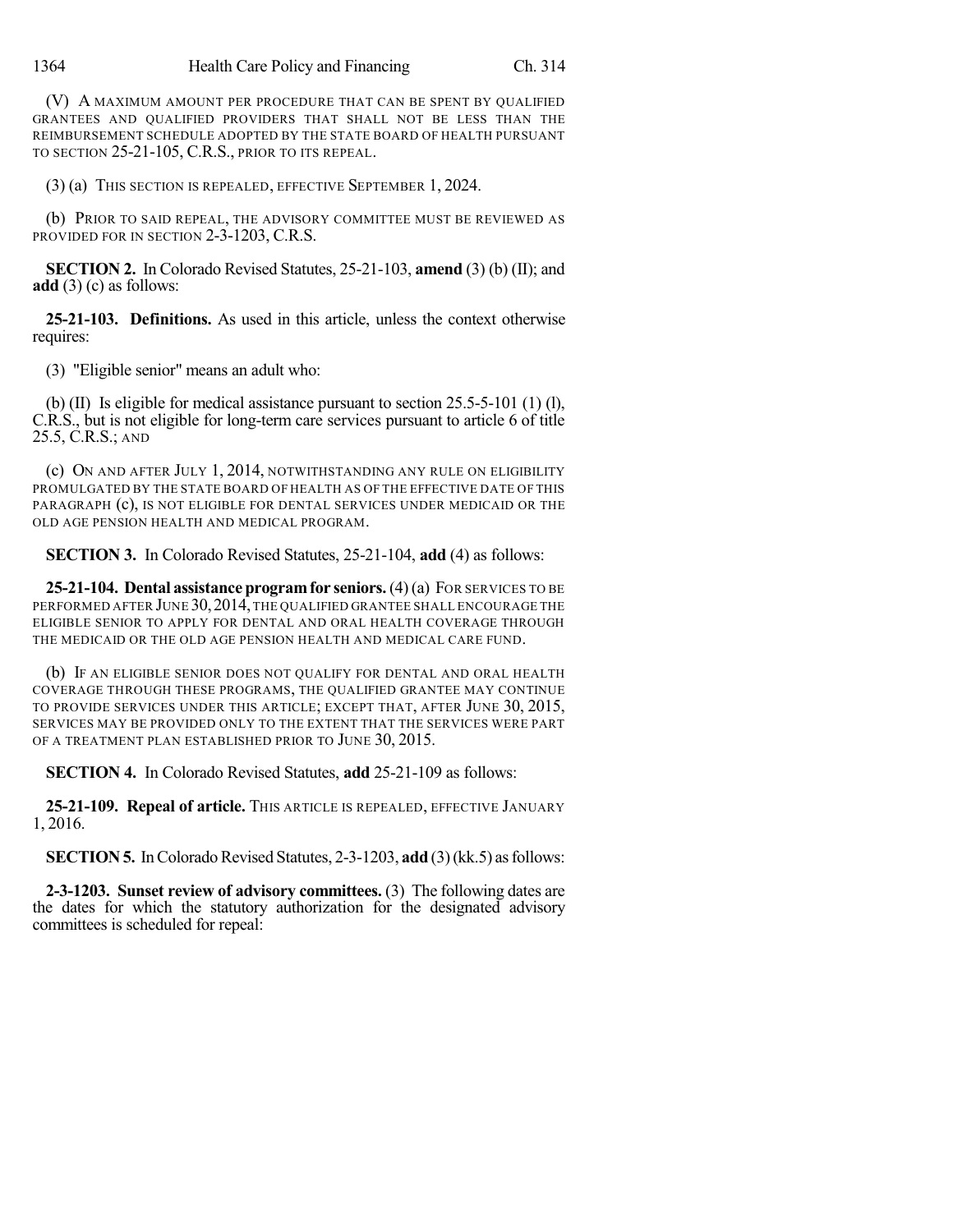(V) A MAXIMUM AMOUNT PER PROCEDURE THAT CAN BE SPENT BY QUALIFIED GRANTEES AND QUALIFIED PROVIDERS THAT SHALL NOT BE LESS THAN THE REIMBURSEMENT SCHEDULE ADOPTED BY THE STATE BOARD OF HEALTH PURSUANT TO SECTION 25-21-105, C.R.S., PRIOR TO ITS REPEAL.

(3) (a) THIS SECTION IS REPEALED, EFFECTIVE SEPTEMBER 1, 2024.

(b) PRIOR TO SAID REPEAL, THE ADVISORY COMMITTEE MUST BE REVIEWED AS PROVIDED FOR IN SECTION 2-3-1203, C.R.S.

**SECTION 2.** In Colorado Revised Statutes, 25-21-103, **amend** (3) (b) (II); and **add** (3) (c) as follows:

**25-21-103. Definitions.** As used in this article, unless the context otherwise requires:

(3) "Eligible senior" means an adult who:

(b) (II) Is eligible for medical assistance pursuant to section 25.5-5-101 (1) (l), C.R.S., but is not eligible for long-term care services pursuant to article 6 of title 25.5, C.R.S.; AND

(c) ON AND AFTER JULY 1, 2014, NOTWITHSTANDING ANY RULE ON ELIGIBILITY PROMULGATED BY THE STATE BOARD OF HEALTH AS OF THE EFFECTIVE DATE OF THIS PARAGRAPH (c), IS NOT ELIGIBLE FOR DENTAL SERVICES UNDER MEDICAID OR THE OLD AGE PENSION HEALTH AND MEDICAL PROGRAM.

**SECTION 3.** In Colorado Revised Statutes, 25-21-104, **add** (4) as follows:

**25-21-104. Dental assistance program for seniors.** (4) (a) FOR SERVICES TO BE PERFORMED AFTER JUNE 30, 2014, THE QUALIFIED GRANTEE SHALL ENCOURAGE THE ELIGIBLE SENIOR TO APPLY FOR DENTAL AND ORAL HEALTH COVERAGE THROUGH THE MEDICAID OR THE OLD AGE PENSION HEALTH AND MEDICAL CARE FUND.

(b) IF AN ELIGIBLE SENIOR DOES NOT QUALIFY FOR DENTAL AND ORAL HEALTH COVERAGE THROUGH THESE PROGRAMS, THE QUALIFIED GRANTEE MAY CONTINUE TO PROVIDE SERVICES UNDER THIS ARTICLE; EXCEPT THAT, AFTER JUNE 30, 2015, SERVICES MAY BE PROVIDED ONLY TO THE EXTENT THAT THE SERVICES WERE PART OF A TREATMENT PLAN ESTABLISHED PRIOR TO JUNE 30, 2015.

**SECTION 4.** In Colorado Revised Statutes, **add** 25-21-109 as follows:

**25-21-109. Repeal of article.** THIS ARTICLE IS REPEALED, EFFECTIVE JANUARY 1, 2016.

**SECTION 5.** In Colorado Revised Statutes, 2-3-1203, **add** (3) (kk.5) as follows:

**2-3-1203. Sunset review of advisory committees.** (3) The following dates are the dates for which the statutory authorization for the designated advisory committees is scheduled for repeal: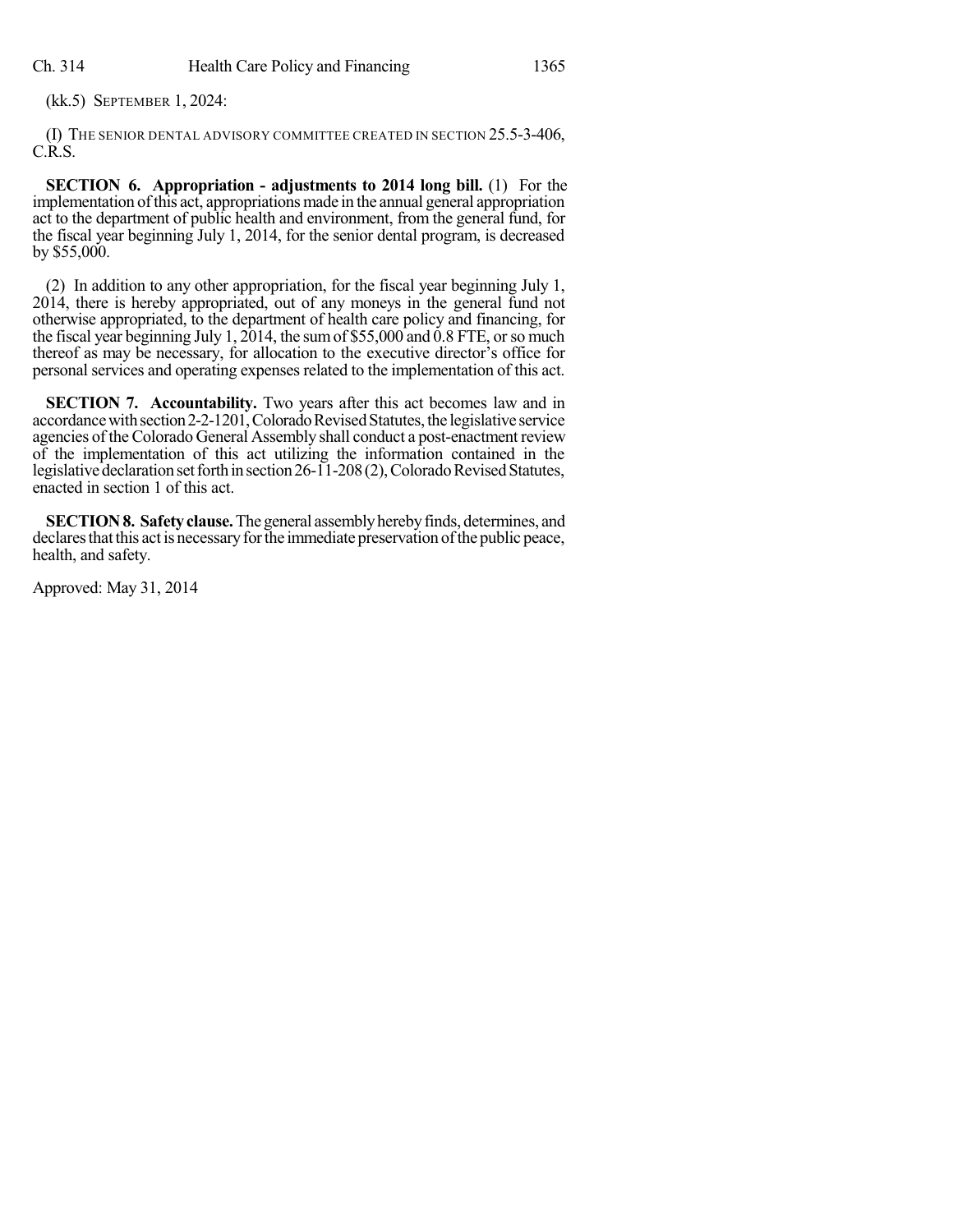(kk.5) SEPTEMBER 1, 2024:

(I) THE SENIOR DENTAL ADVISORY COMMITTEE CREATED IN SECTION 25.5-3-406, C.R.S.

**SECTION 6. Appropriation - adjustments to 2014 long bill.** (1) For the implementation of this act, appropriations made in the annual general appropriation act to the department of public health and environment, from the general fund, for the fiscal year beginning July 1, 2014, for the senior dental program, is decreased by $55,000.

(2) In addition to any other appropriation, for the fiscal year beginning July 1, 2014, there is hereby appropriated, out of any moneys in the general fund not otherwise appropriated, to the department of health care policy and financing, for the fiscal year beginning July 1, 2014, the sum of $55,000 and 0.8 FTE, or so much thereof as may be necessary, for allocation to the executive director's office for personal services and operating expenses related to the implementation of this act.

**SECTION 7. Accountability.** Two years after this act becomes law and in accordance with section 2-2-1201, Colorado Revised Statutes, the legislative service agencies of the Colorado General Assembly shall conduct a post-enactment review of the implementation of this act utilizing the information contained in the legislative declaration set forth in section 26-11-208 (2), Colorado Revised Statutes, enacted in section 1 of this act.

**SECTION 8. Safety clause.** The general assembly hereby finds, determines, and declares that this act is necessary for the immediate preservation of the public peace, health, and safety.

Approved: May 31, 2014